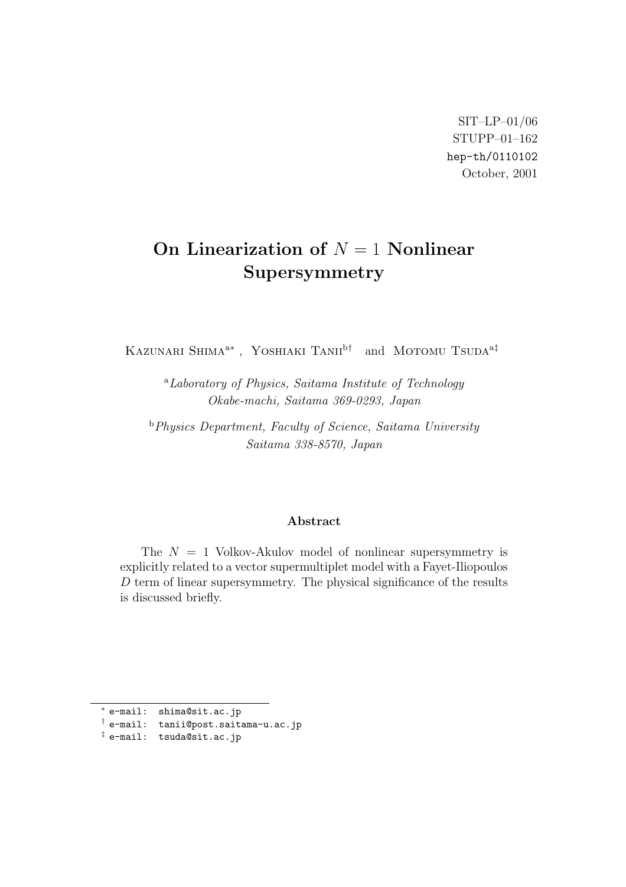SIT–LP–01/06
STUPP–01–162
hep-th/0110102
October, 2001

# On Linearization of $N = 1$ Nonlinear Supersymmetry

Kazunari Shima[a*], Yoshiaki Tanii[b†] and Motomu Tsuda[a‡]

[a] *Laboratory of Physics, Saitama Institute of Technology*
*Okabe-machi, Saitama 369-0293, Japan*

[b] *Physics Department, Faculty of Science, Saitama University*
*Saitama 338-8570, Japan*

## Abstract

The $N = 1$ Volkov-Akulov model of nonlinear supersymmetry is explicitly related to a vector supermultiplet model with a Fayet-Iliopoulos $D$ term of linear supersymmetry. The physical significance of the results is discussed briefly.

---

[*] e-mail: shima@sit.ac.jp
[†] e-mail: tanii@post.saitama-u.ac.jp
[‡] e-mail: tsuda@sit.ac.jp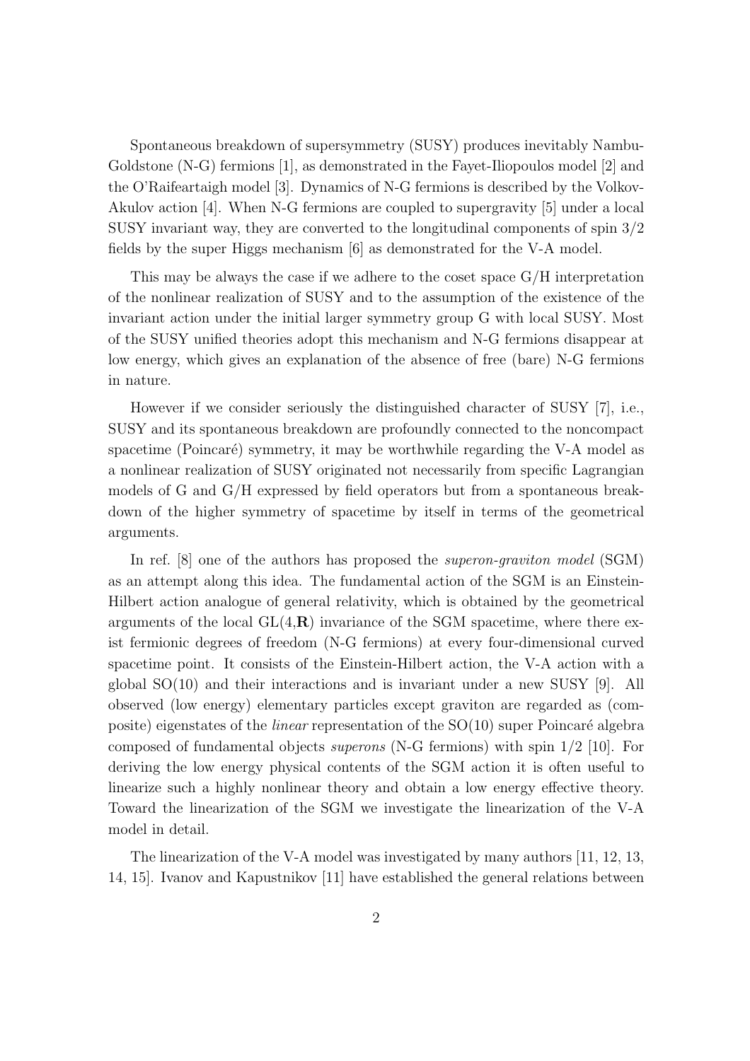Spontaneous breakdown of supersymmetry (SUSY) produces inevitably Nambu-Goldstone (N-G) fermions [1], as demonstrated in the Fayet-Iliopoulos model [2] and the O'Raifeartaigh model [3]. Dynamics of N-G fermions is described by the Volkov-Akulov action [4]. When N-G fermions are coupled to supergravity [5] under a local SUSY invariant way, they are converted to the longitudinal components of spin 3/2 fields by the super Higgs mechanism [6] as demonstrated for the V-A model.

This may be always the case if we adhere to the coset space G/H interpretation of the nonlinear realization of SUSY and to the assumption of the existence of the invariant action under the initial larger symmetry group G with local SUSY. Most of the SUSY unified theories adopt this mechanism and N-G fermions disappear at low energy, which gives an explanation of the absence of free (bare) N-G fermions in nature.

However if we consider seriously the distinguished character of SUSY [7], i.e., SUSY and its spontaneous breakdown are profoundly connected to the noncompact spacetime (Poincaré) symmetry, it may be worthwhile regarding the V-A model as a nonlinear realization of SUSY originated not necessarily from specific Lagrangian models of G and G/H expressed by field operators but from a spontaneous breakdown of the higher symmetry of spacetime by itself in terms of the geometrical arguments.

In ref. [8] one of the authors has proposed the *superon-graviton model* (SGM) as an attempt along this idea. The fundamental action of the SGM is an Einstein-Hilbert action analogue of general relativity, which is obtained by the geometrical arguments of the local GL(4,$\mathbf{R}$) invariance of the SGM spacetime, where there exist fermionic degrees of freedom (N-G fermions) at every four-dimensional curved spacetime point. It consists of the Einstein-Hilbert action, the V-A action with a global SO(10) and their interactions and is invariant under a new SUSY [9]. All observed (low energy) elementary particles except graviton are regarded as (composite) eigenstates of the *linear* representation of the SO(10) super Poincaré algebra composed of fundamental objects *superons* (N-G fermions) with spin 1/2 [10]. For deriving the low energy physical contents of the SGM action it is often useful to linearize such a highly nonlinear theory and obtain a low energy effective theory. Toward the linearization of the SGM we investigate the linearization of the V-A model in detail.

The linearization of the V-A model was investigated by many authors [11, 12, 13, 14, 15]. Ivanov and Kapustnikov [11] have established the general relations between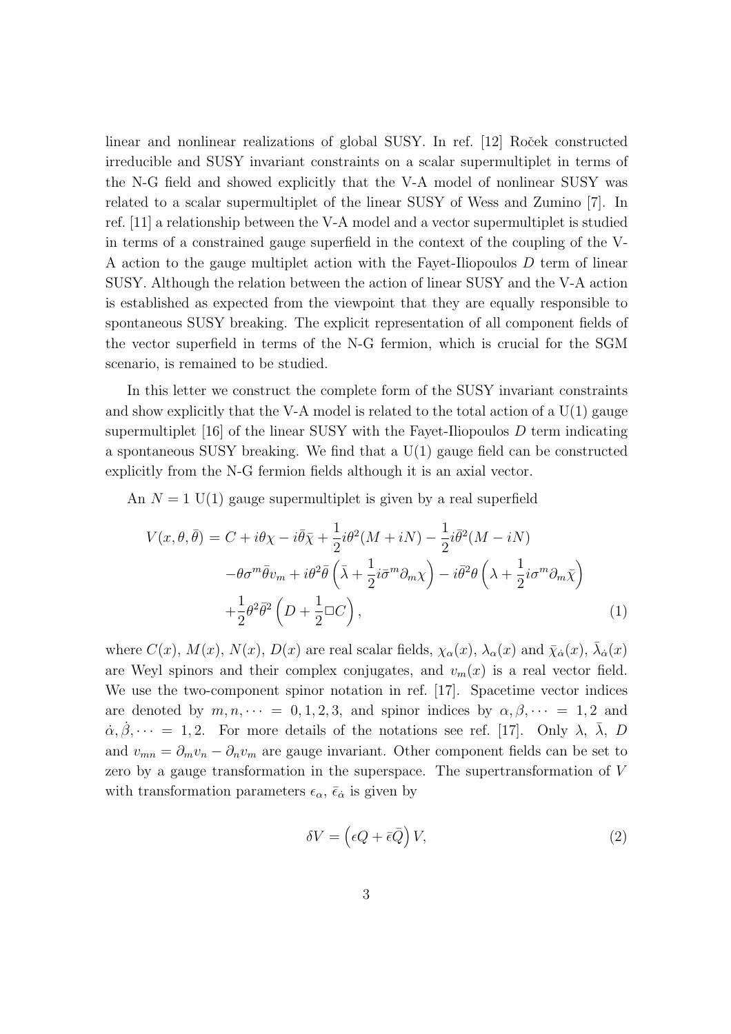linear and nonlinear realizations of global SUSY. In ref. [12] Roček constructed irreducible and SUSY invariant constraints on a scalar supermultiplet in terms of the N-G field and showed explicitly that the V-A model of nonlinear SUSY was related to a scalar supermultiplet of the linear SUSY of Wess and Zumino [7]. In ref. [11] a relationship between the V-A model and a vector supermultiplet is studied in terms of a constrained gauge superfield in the context of the coupling of the V-A action to the gauge multiplet action with the Fayet-Iliopoulos $D$ term of linear SUSY. Although the relation between the action of linear SUSY and the V-A action is established as expected from the viewpoint that they are equally responsible to spontaneous SUSY breaking. The explicit representation of all component fields of the vector superfield in terms of the N-G fermion, which is crucial for the SGM scenario, is remained to be studied.

In this letter we construct the complete form of the SUSY invariant constraints and show explicitly that the V-A model is related to the total action of a U(1) gauge supermultiplet [16] of the linear SUSY with the Fayet-Iliopoulos $D$ term indicating a spontaneous SUSY breaking. We find that a U(1) gauge field can be constructed explicitly from the N-G fermion fields although it is an axial vector.

An $N = 1$ U(1) gauge supermultiplet is given by a real superfield

$$
\begin{aligned}
V(x,\theta,\bar\theta) = {} & C + i\theta\chi - i\bar\theta\bar\chi + \frac{1}{2}i\theta^2(M+iN) - \frac{1}{2}i\bar\theta^2(M-iN) \\
& -\theta\sigma^m\bar\theta v_m + i\theta^2\bar\theta\left(\bar\lambda + \frac{1}{2}i\bar\sigma^m\partial_m\chi\right) - i\bar\theta^2\theta\left(\lambda + \frac{1}{2}i\sigma^m\partial_m\bar\chi\right) \\
& +\frac{1}{2}\theta^2\bar\theta^2\left(D + \frac{1}{2}\Box C\right),
\end{aligned}
\tag{1}
$$

where $C(x)$, $M(x)$, $N(x)$, $D(x)$ are real scalar fields, $\chi_\alpha(x)$, $\lambda_\alpha(x)$ and $\bar\chi_{\dot\alpha}(x)$, $\bar\lambda_{\dot\alpha}(x)$ are Weyl spinors and their complex conjugates, and $v_m(x)$ is a real vector field. We use the two-component spinor notation in ref. [17]. Spacetime vector indices are denoted by $m, n, \cdots = 0, 1, 2, 3$, and spinor indices by $\alpha, \beta, \cdots = 1, 2$ and $\dot\alpha, \dot\beta, \cdots = 1, 2$. For more details of the notations see ref. [17]. Only $\lambda$, $\bar\lambda$, $D$ and $v_{mn} = \partial_m v_n - \partial_n v_m$ are gauge invariant. Other component fields can be set to zero by a gauge transformation in the superspace. The supertransformation of $V$ with transformation parameters $\epsilon_\alpha$, $\bar\epsilon_{\dot\alpha}$ is given by

$$
\delta V = \left(\epsilon Q + \bar\epsilon\bar Q\right)V,
\tag{2}
$$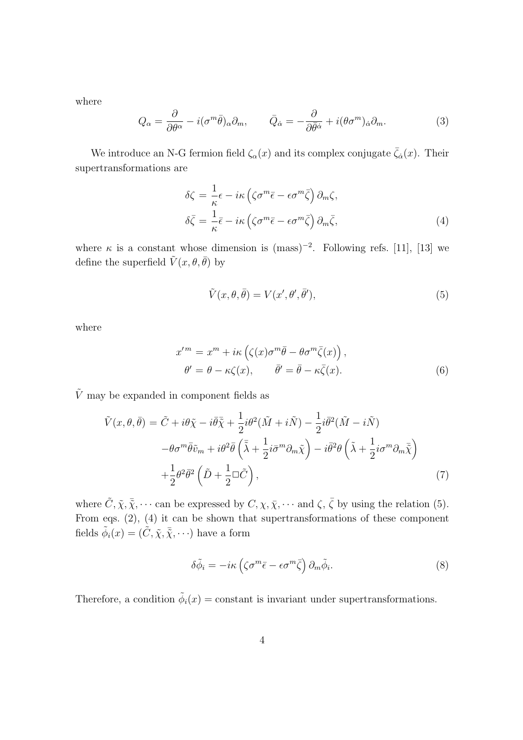where

$$Q_\alpha = \frac{\partial}{\partial \theta^\alpha} - i(\sigma^m \bar{\theta})_\alpha \partial_m, \qquad \bar{Q}_{\dot{\alpha}} = -\frac{\partial}{\partial \bar{\theta}^{\dot{\alpha}}} + i(\theta \sigma^m)_{\dot{\alpha}} \partial_m. \tag{3}$$

We introduce an N-G fermion field $\zeta_\alpha(x)$ and its complex conjugate $\bar{\zeta}_{\dot{\alpha}}(x)$. Their supertransformations are

$$\begin{aligned}
\delta \zeta &= \frac{1}{\kappa}\epsilon - i\kappa \left( \zeta \sigma^m \bar{\epsilon} - \epsilon \sigma^m \bar{\zeta} \right) \partial_m \zeta, \\
\delta \bar{\zeta} &= \frac{1}{\kappa}\bar{\epsilon} - i\kappa \left( \zeta \sigma^m \bar{\epsilon} - \epsilon \sigma^m \bar{\zeta} \right) \partial_m \bar{\zeta},
\end{aligned} \tag{4}$$

where $\kappa$ is a constant whose dimension is $(\text{mass})^{-2}$. Following refs. [11], [13] we define the superfield $\tilde{V}(x, \theta, \bar{\theta})$ by

$$\tilde{V}(x, \theta, \bar{\theta}) = V(x', \theta', \bar{\theta}'), \tag{5}$$

where

$$\begin{aligned}
x'^m &= x^m + i\kappa \left( \zeta(x) \sigma^m \bar{\theta} - \theta \sigma^m \bar{\zeta}(x) \right), \\
\theta' &= \theta - \kappa \zeta(x), \qquad \bar{\theta}' = \bar{\theta} - \kappa \bar{\zeta}(x).
\end{aligned} \tag{6}$$

$\tilde{V}$ may be expanded in component fields as

$$\begin{aligned}
\tilde{V}(x, \theta, \bar{\theta}) = {} & \tilde{C} + i\theta\tilde{\chi} - i\bar{\theta}\bar{\tilde{\chi}} + \frac{1}{2}i\theta^2(\tilde{M} + i\tilde{N}) - \frac{1}{2}i\bar{\theta}^2(\tilde{M} - i\tilde{N}) \\
& - \theta\sigma^m\bar{\theta}\tilde{v}_m + i\theta^2\bar{\theta}\left(\bar{\tilde{\lambda}} + \frac{1}{2}i\bar{\sigma}^m\partial_m\tilde{\chi}\right) - i\bar{\theta}^2\theta\left(\tilde{\lambda} + \frac{1}{2}i\sigma^m\partial_m\bar{\tilde{\chi}}\right) \\
& + \frac{1}{2}\theta^2\bar{\theta}^2\left(\tilde{D} + \frac{1}{2}\Box\tilde{C}\right),
\end{aligned} \tag{7}$$

where $\tilde{C}, \tilde{\chi}, \bar{\tilde{\chi}}, \cdots$ can be expressed by $C, \chi, \bar{\chi}, \cdots$ and $\zeta$, $\bar{\zeta}$ by using the relation (5). From eqs. (2), (4) it can be shown that supertransformations of these component fields $\tilde{\phi}_i(x) = (\tilde{C}, \tilde{\chi}, \bar{\tilde{\chi}}, \cdots)$ have a form

$$\delta\tilde{\phi}_i = -i\kappa \left( \zeta\sigma^m\bar{\epsilon} - \epsilon\sigma^m\bar{\zeta} \right) \partial_m\tilde{\phi}_i. \tag{8}$$

Therefore, a condition $\tilde{\phi}_i(x) = \text{constant}$ is invariant under supertransformations.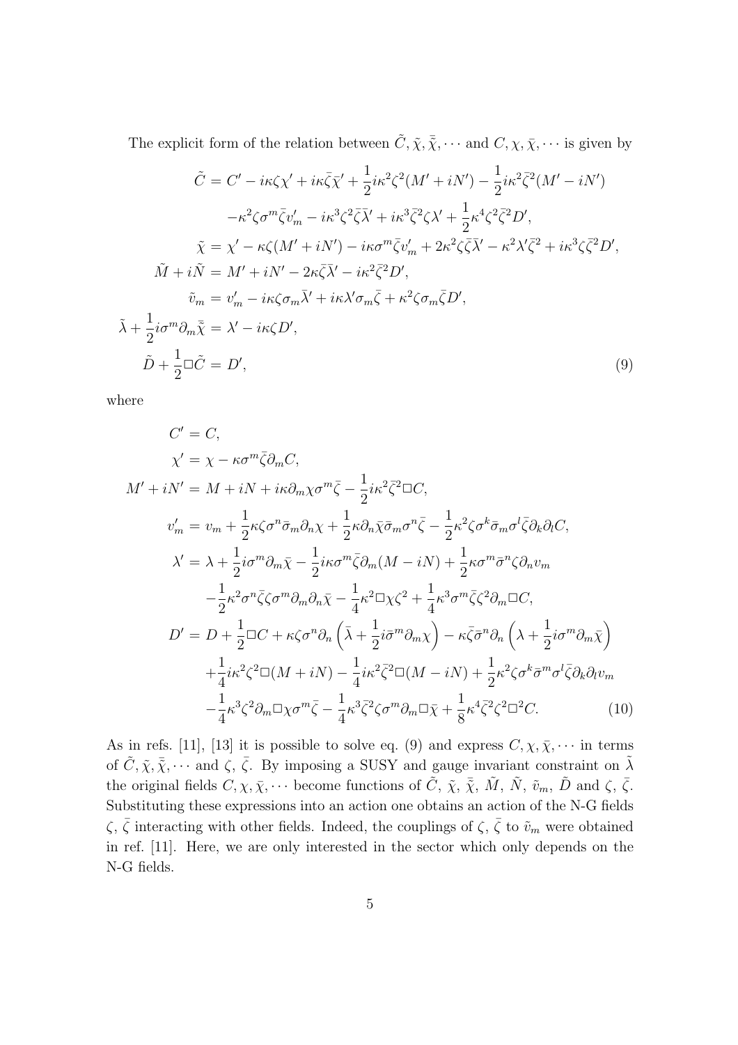The explicit form of the relation between $\tilde{C}, \tilde{\chi}, \bar{\tilde{\chi}}, \cdots$ and $C, \chi, \bar{\chi}, \cdots$ is given by

$$
\begin{aligned}
\tilde{C} &= C' - i\kappa\zeta\chi' + i\kappa\bar{\zeta}\bar{\chi}' + \frac{1}{2}i\kappa^2\zeta^2(M' + iN') - \frac{1}{2}i\kappa^2\bar{\zeta}^2(M' - iN') \\
&\quad -\kappa^2\zeta\sigma^m\bar{\zeta}v'_m - i\kappa^3\zeta^2\bar{\zeta}\bar{\lambda}' + i\kappa^3\bar{\zeta}^2\zeta\lambda' + \frac{1}{2}\kappa^4\zeta^2\bar{\zeta}^2 D', \\
\tilde{\chi} &= \chi' - \kappa\zeta(M' + iN') - i\kappa\sigma^m\bar{\zeta}v'_m + 2\kappa^2\zeta\bar{\zeta}\bar{\lambda}' - \kappa^2\lambda'\bar{\zeta}^2 + i\kappa^3\zeta\bar{\zeta}^2 D', \\
\tilde{M} + i\tilde{N} &= M' + iN' - 2\kappa\bar{\zeta}\bar{\lambda}' - i\kappa^2\bar{\zeta}^2 D', \\
\tilde{v}_m &= v'_m - i\kappa\zeta\sigma_m\bar{\lambda}' + i\kappa\lambda'\sigma_m\bar{\zeta} + \kappa^2\zeta\sigma_m\bar{\zeta}D', \\
\tilde{\lambda} + \frac{1}{2}i\sigma^m\partial_m\bar{\tilde{\chi}} &= \lambda' - i\kappa\zeta D', \\
\tilde{D} + \frac{1}{2}\Box\tilde{C} &= D',
\end{aligned}
\tag{9}
$$

where

$$
\begin{aligned}
C' &= C, \\
\chi' &= \chi - \kappa\sigma^m\bar{\zeta}\partial_m C, \\
M' + iN' &= M + iN + i\kappa\partial_m\chi\sigma^m\bar{\zeta} - \frac{1}{2}i\kappa^2\bar{\zeta}^2\Box C, \\
v'_m &= v_m + \frac{1}{2}\kappa\zeta\sigma^n\bar{\sigma}_m\partial_n\chi + \frac{1}{2}\kappa\partial_n\bar{\chi}\bar{\sigma}_m\sigma^n\bar{\zeta} - \frac{1}{2}\kappa^2\zeta\sigma^k\bar{\sigma}_m\sigma^l\bar{\zeta}\partial_k\partial_l C, \\
\lambda' &= \lambda + \frac{1}{2}i\sigma^m\partial_m\bar{\chi} - \frac{1}{2}i\kappa\sigma^m\bar{\zeta}\partial_m(M - iN) + \frac{1}{2}\kappa\sigma^m\bar{\sigma}^n\zeta\partial_n v_m \\
&\quad -\frac{1}{2}\kappa^2\sigma^n\bar{\zeta}\zeta\sigma^m\partial_m\partial_n\bar{\chi} - \frac{1}{4}\kappa^2\Box\chi\zeta^2 + \frac{1}{4}\kappa^3\sigma^m\bar{\zeta}\zeta^2\partial_m\Box C, \\
D' &= D + \frac{1}{2}\Box C + \kappa\zeta\sigma^n\partial_n\left(\bar{\lambda} + \frac{1}{2}i\bar{\sigma}^m\partial_m\chi\right) - \kappa\bar{\zeta}\bar{\sigma}^n\partial_n\left(\lambda + \frac{1}{2}i\sigma^m\partial_m\bar{\chi}\right) \\
&\quad +\frac{1}{4}i\kappa^2\zeta^2\Box(M + iN) - \frac{1}{4}i\kappa^2\bar{\zeta}^2\Box(M - iN) + \frac{1}{2}\kappa^2\zeta\sigma^k\bar{\sigma}^m\sigma^l\bar{\zeta}\partial_k\partial_l v_m \\
&\quad -\frac{1}{4}\kappa^3\zeta^2\partial_m\Box\chi\sigma^m\bar{\zeta} - \frac{1}{4}\kappa^3\bar{\zeta}^2\zeta\sigma^m\partial_m\Box\bar{\chi} + \frac{1}{8}\kappa^4\bar{\zeta}^2\zeta^2\Box^2 C.
\end{aligned}
\tag{10}
$$

As in refs. [11], [13] it is possible to solve eq. (9) and express $C, \chi, \bar{\chi}, \cdots$ in terms of $\tilde{C}, \tilde{\chi}, \bar{\tilde{\chi}}, \cdots$ and $\zeta$, $\bar{\zeta}$. By imposing a SUSY and gauge invariant constraint on $\tilde{\lambda}$ the original fields $C, \chi, \bar{\chi}, \cdots$ become functions of $\tilde{C}$, $\tilde{\chi}$, $\bar{\tilde{\chi}}$, $\tilde{M}$, $\tilde{N}$, $\tilde{v}_m$, $\tilde{D}$ and $\zeta$, $\bar{\zeta}$. Substituting these expressions into an action one obtains an action of the N-G fields $\zeta$, $\bar{\zeta}$ interacting with other fields. Indeed, the couplings of $\zeta$, $\bar{\zeta}$ to $\tilde{v}_m$ were obtained in ref. [11]. Here, we are only interested in the sector which only depends on the N-G fields.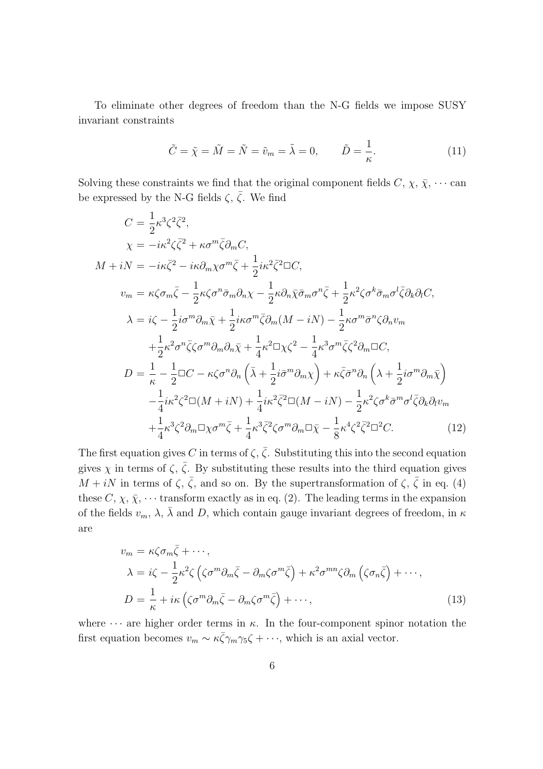To eliminate other degrees of freedom than the N-G fields we impose SUSY invariant constraints

$$\tilde{C} = \tilde{\chi} = \tilde{M} = \tilde{N} = \tilde{v}_m = \tilde{\lambda} = 0, \qquad \tilde{D} = \frac{1}{\kappa}. \tag{11}$$

Solving these constraints we find that the original component fields $C$, $\chi$, $\bar{\chi}$, $\cdots$ can be expressed by the N-G fields $\zeta$, $\bar{\zeta}$. We find

$$\begin{aligned}
C &= \frac{1}{2}\kappa^3\zeta^2\bar{\zeta}^2, \\
\chi &= -i\kappa^2\zeta\bar{\zeta}^2 + \kappa\sigma^m\bar{\zeta}\partial_m C, \\
M + iN &= -i\kappa\bar{\zeta}^2 - i\kappa\partial_m\chi\sigma^m\bar{\zeta} + \frac{1}{2}i\kappa^2\bar{\zeta}^2\Box C, \\
v_m &= \kappa\zeta\sigma_m\bar{\zeta} - \frac{1}{2}\kappa\zeta\sigma^n\bar{\sigma}_m\partial_n\chi - \frac{1}{2}\kappa\partial_n\bar{\chi}\bar{\sigma}_m\sigma^n\bar{\zeta} + \frac{1}{2}\kappa^2\zeta\sigma^k\bar{\sigma}_m\sigma^l\bar{\zeta}\partial_k\partial_l C, \\
\lambda &= i\zeta - \frac{1}{2}i\sigma^m\partial_m\bar{\chi} + \frac{1}{2}i\kappa\sigma^m\bar{\zeta}\partial_m(M - iN) - \frac{1}{2}\kappa\sigma^m\bar{\sigma}^n\zeta\partial_n v_m \\
&\quad + \frac{1}{2}\kappa^2\sigma^n\bar{\zeta}\zeta\sigma^m\partial_m\partial_n\bar{\chi} + \frac{1}{4}\kappa^2\Box\chi\zeta^2 - \frac{1}{4}\kappa^3\sigma^m\bar{\zeta}\zeta^2\partial_m\Box C, \\
D &= \frac{1}{\kappa} - \frac{1}{2}\Box C - \kappa\zeta\sigma^n\partial_n\left(\bar{\lambda} + \frac{1}{2}i\bar{\sigma}^m\partial_m\chi\right) + \kappa\bar{\zeta}\bar{\sigma}^n\partial_n\left(\lambda + \frac{1}{2}i\sigma^m\partial_m\bar{\chi}\right) \\
&\quad - \frac{1}{4}i\kappa^2\zeta^2\Box(M + iN) + \frac{1}{4}i\kappa^2\bar{\zeta}^2\Box(M - iN) - \frac{1}{2}\kappa^2\zeta\sigma^k\bar{\sigma}^m\sigma^l\bar{\zeta}\partial_k\partial_l v_m \\
&\quad + \frac{1}{4}\kappa^3\zeta^2\partial_m\Box\chi\sigma^m\bar{\zeta} + \frac{1}{4}\kappa^3\bar{\zeta}^2\zeta\sigma^m\partial_m\Box\bar{\chi} - \frac{1}{8}\kappa^4\zeta^2\bar{\zeta}^2\Box^2 C.
\end{aligned} \tag{12}$$

The first equation gives $C$ in terms of $\zeta$, $\bar{\zeta}$. Substituting this into the second equation gives $\chi$ in terms of $\zeta$, $\bar{\zeta}$. By substituting these results into the third equation gives $M + iN$ in terms of $\zeta$, $\bar{\zeta}$, and so on. By the supertransformation of $\zeta$, $\bar{\zeta}$ in eq. (4) these $C$, $\chi$, $\bar{\chi}$, $\cdots$ transform exactly as in eq. (2). The leading terms in the expansion of the fields $v_m$, $\lambda$, $\bar{\lambda}$ and $D$, which contain gauge invariant degrees of freedom, in $\kappa$ are

$$\begin{aligned}
v_m &= \kappa\zeta\sigma_m\bar{\zeta} + \cdots, \\
\lambda &= i\zeta - \frac{1}{2}\kappa^2\zeta\left(\zeta\sigma^m\partial_m\bar{\zeta} - \partial_m\zeta\sigma^m\bar{\zeta}\right) + \kappa^2\sigma^{mn}\zeta\partial_m\left(\zeta\sigma_n\bar{\zeta}\right) + \cdots, \\
D &= \frac{1}{\kappa} + i\kappa\left(\zeta\sigma^m\partial_m\bar{\zeta} - \partial_m\zeta\sigma^m\bar{\zeta}\right) + \cdots,
\end{aligned} \tag{13}$$

where $\cdots$ are higher order terms in $\kappa$. In the four-component spinor notation the first equation becomes $v_m \sim \kappa\bar{\zeta}\gamma_m\gamma_5\zeta + \cdots$, which is an axial vector.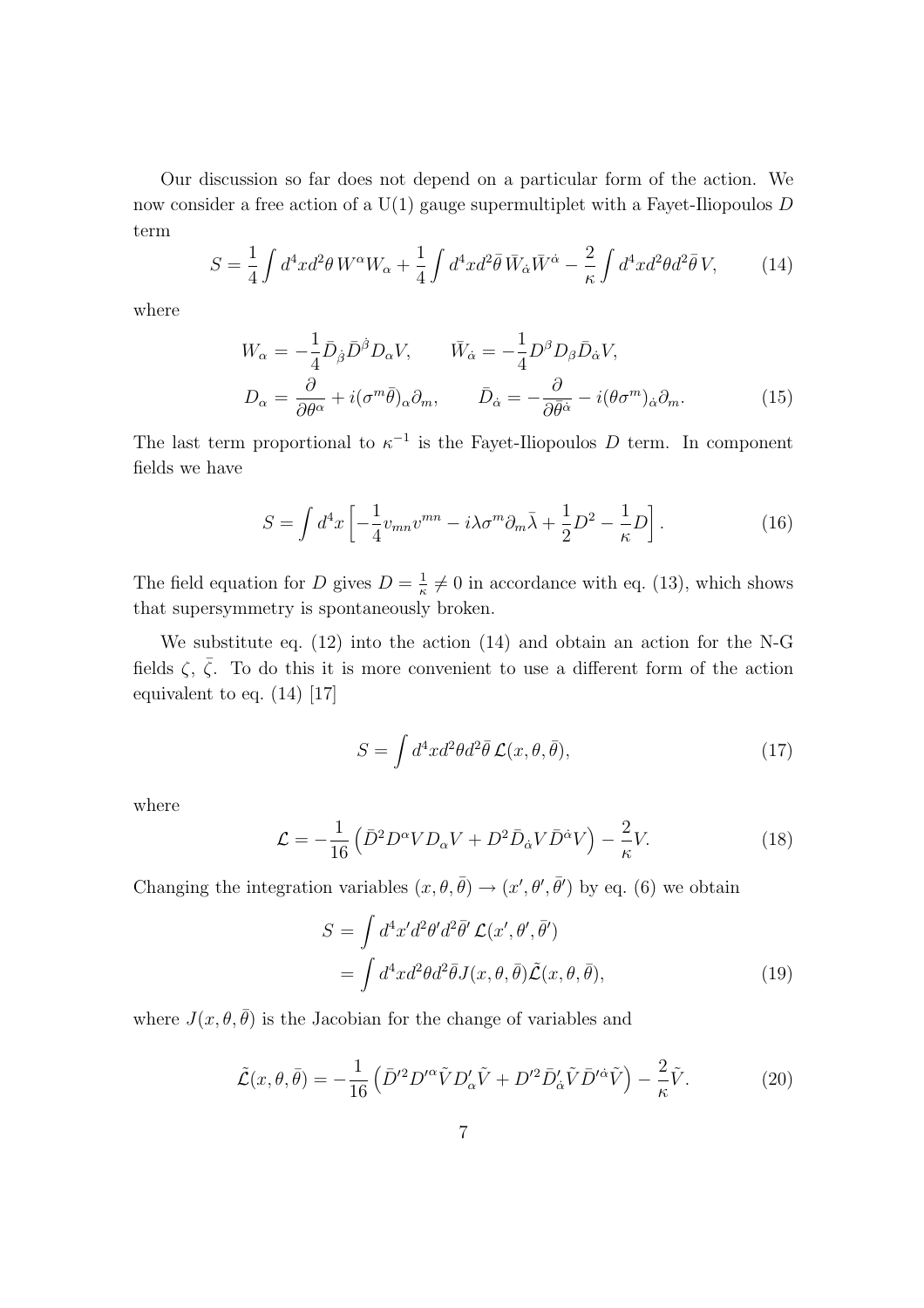Our discussion so far does not depend on a particular form of the action. We now consider a free action of a U(1) gauge supermultiplet with a Fayet-Iliopoulos $D$ term

$$S = \frac{1}{4}\int d^4x d^2\theta\, W^\alpha W_\alpha + \frac{1}{4}\int d^4x d^2\bar{\theta}\, \bar{W}_{\dot{\alpha}}\bar{W}^{\dot{\alpha}} - \frac{2}{\kappa}\int d^4x d^2\theta d^2\bar{\theta}\, V, \tag{14}$$

where

$$\begin{aligned} W_\alpha &= -\frac{1}{4}\bar{D}_{\dot{\beta}}\bar{D}^{\dot{\beta}}D_\alpha V, \qquad \bar{W}_{\dot{\alpha}} = -\frac{1}{4}D^\beta D_\beta \bar{D}_{\dot{\alpha}}V, \\ D_\alpha &= \frac{\partial}{\partial\theta^\alpha} + i(\sigma^m\bar{\theta})_\alpha\partial_m, \qquad \bar{D}_{\dot{\alpha}} = -\frac{\partial}{\partial\bar{\theta}^{\dot{\alpha}}} - i(\theta\sigma^m)_{\dot{\alpha}}\partial_m. \end{aligned} \tag{15}$$

The last term proportional to $\kappa^{-1}$ is the Fayet-Iliopoulos $D$ term. In component fields we have

$$S = \int d^4x \left[ -\frac{1}{4}v_{mn}v^{mn} - i\lambda\sigma^m\partial_m\bar{\lambda} + \frac{1}{2}D^2 - \frac{1}{\kappa}D \right]. \tag{16}$$

The field equation for $D$ gives $D = \frac{1}{\kappa} \neq 0$ in accordance with eq. (13), which shows that supersymmetry is spontaneously broken.

We substitute eq. (12) into the action (14) and obtain an action for the N-G fields $\zeta$, $\bar{\zeta}$. To do this it is more convenient to use a different form of the action equivalent to eq. (14) [17]

$$S = \int d^4x d^2\theta d^2\bar{\theta}\, \mathcal{L}(x,\theta,\bar{\theta}), \tag{17}$$

where

$$\mathcal{L} = -\frac{1}{16}\left(\bar{D}^2 D^\alpha V D_\alpha V + D^2\bar{D}_{\dot{\alpha}}V\bar{D}^{\dot{\alpha}}V\right) - \frac{2}{\kappa}V. \tag{18}$$

Changing the integration variables $(x,\theta,\bar{\theta}) \to (x',\theta',\bar{\theta}')$ by eq. (6) we obtain

$$\begin{aligned} S &= \int d^4x' d^2\theta' d^2\bar{\theta}'\, \mathcal{L}(x',\theta',\bar{\theta}') \\ &= \int d^4x d^2\theta d^2\bar{\theta} J(x,\theta,\bar{\theta})\tilde{\mathcal{L}}(x,\theta,\bar{\theta}), \end{aligned} \tag{19}$$

where $J(x,\theta,\bar{\theta})$ is the Jacobian for the change of variables and

$$\tilde{\mathcal{L}}(x,\theta,\bar{\theta}) = -\frac{1}{16}\left(\bar{D}'^2 D'^\alpha\tilde{V}D'_\alpha\tilde{V} + D'^2\bar{D}'_{\dot{\alpha}}\tilde{V}\bar{D}'^{\dot{\alpha}}\tilde{V}\right) - \frac{2}{\kappa}\tilde{V}. \tag{20}$$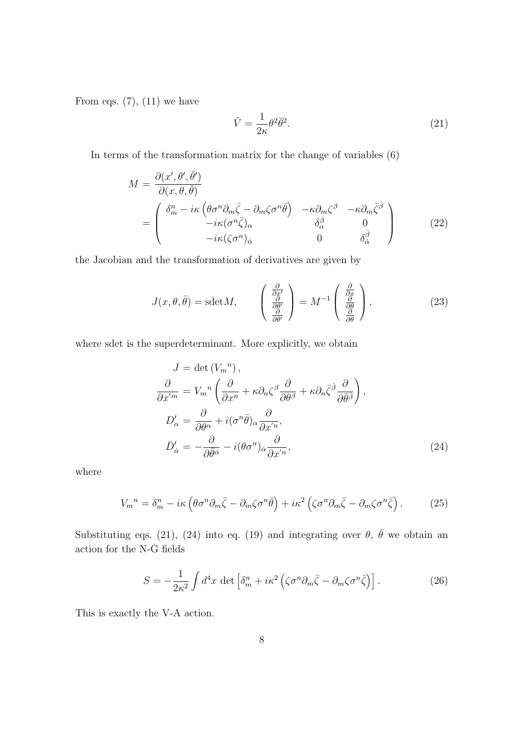From eqs. (7), (11) we have

$$\tilde{V} = \frac{1}{2\kappa}\theta^2\bar{\theta}^2. \tag{21}$$

In terms of the transformation matrix for the change of variables (6)

$$\begin{aligned} M &= \frac{\partial(x', \theta', \bar{\theta}')}{\partial(x, \theta, \bar{\theta})} \\ &= \begin{pmatrix} \delta_m^n - i\kappa\left(\theta\sigma^n\partial_m\bar{\zeta} - \partial_m\zeta\sigma^n\bar{\theta}\right) & -\kappa\partial_m\zeta^\beta & -\kappa\partial_m\bar{\zeta}^{\dot{\beta}} \\ -i\kappa(\sigma^n\bar{\zeta})_\alpha & \delta_\alpha^\beta & 0 \\ -i\kappa(\zeta\sigma^n)_{\dot{\alpha}} & 0 & \delta_{\dot{\alpha}}^{\dot{\beta}} \end{pmatrix} \end{aligned} \tag{22}$$

the Jacobian and the transformation of derivatives are given by

$$J(x, \theta, \bar{\theta}) = \mathrm{sdet} M, \qquad \begin{pmatrix} \frac{\partial}{\partial x'} \\ \frac{\partial}{\partial \theta'} \\ \frac{\partial}{\partial \bar{\theta}'} \end{pmatrix} = M^{-1}\begin{pmatrix} \frac{\partial}{\partial x} \\ \frac{\partial}{\partial \theta} \\ \frac{\partial}{\partial \bar{\theta}} \end{pmatrix}, \tag{23}$$

where sdet is the superdeterminant. More explicitly, we obtain

$$\begin{aligned} J &= \det\left({V_m}^n\right), \\ \frac{\partial}{\partial x'^m} &= {V_m}^n\left(\frac{\partial}{\partial x^n} + \kappa\partial_n\zeta^\beta\frac{\partial}{\partial\theta^\beta} + \kappa\partial_n\bar{\zeta}^{\dot{\beta}}\frac{\partial}{\partial\bar{\theta}^{\dot{\beta}}}\right), \\ D'_\alpha &= \frac{\partial}{\partial\theta^\alpha} + i(\sigma^n\bar{\theta})_\alpha\frac{\partial}{\partial x'^n}, \\ \bar{D}'_{\dot{\alpha}} &= -\frac{\partial}{\partial\bar{\theta}^{\dot{\alpha}}} - i(\theta\sigma^n)_{\dot{\alpha}}\frac{\partial}{\partial x'^n}, \end{aligned} \tag{24}$$

where

$${V_m}^n = \delta_m^n - i\kappa\left(\theta\sigma^n\partial_m\bar{\zeta} - \partial_m\zeta\sigma^n\bar{\theta}\right) + i\kappa^2\left(\zeta\sigma^n\partial_m\bar{\zeta} - \partial_m\zeta\sigma^n\bar{\zeta}\right). \tag{25}$$

Substituting eqs. (21), (24) into eq. (19) and integrating over $\theta$, $\bar{\theta}$ we obtain an action for the N-G fields

$$S = -\frac{1}{2\kappa^2}\int d^4x\ \det\left[\delta_m^n + i\kappa^2\left(\zeta\sigma^n\partial_m\bar{\zeta} - \partial_m\zeta\sigma^n\bar{\zeta}\right)\right]. \tag{26}$$

This is exactly the V-A action.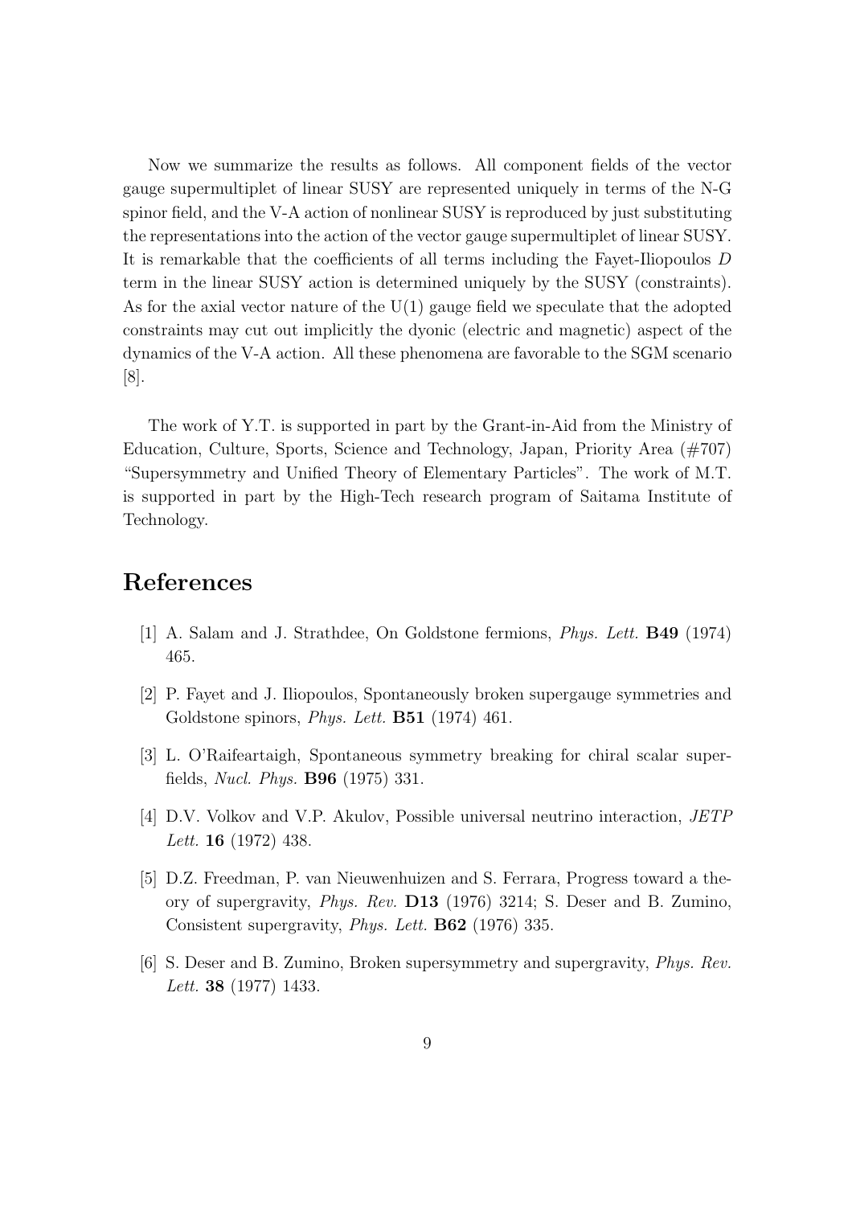Now we summarize the results as follows. All component fields of the vector gauge supermultiplet of linear SUSY are represented uniquely in terms of the N-G spinor field, and the V-A action of nonlinear SUSY is reproduced by just substituting the representations into the action of the vector gauge supermultiplet of linear SUSY. It is remarkable that the coefficients of all terms including the Fayet-Iliopoulos $D$ term in the linear SUSY action is determined uniquely by the SUSY (constraints). As for the axial vector nature of the U(1) gauge field we speculate that the adopted constraints may cut out implicitly the dyonic (electric and magnetic) aspect of the dynamics of the V-A action. All these phenomena are favorable to the SGM scenario [8].

The work of Y.T. is supported in part by the Grant-in-Aid from the Ministry of Education, Culture, Sports, Science and Technology, Japan, Priority Area (#707) "Supersymmetry and Unified Theory of Elementary Particles". The work of M.T. is supported in part by the High-Tech research program of Saitama Institute of Technology.

# References

[1] A. Salam and J. Strathdee, On Goldstone fermions, *Phys. Lett.* **B49** (1974) 465.

[2] P. Fayet and J. Iliopoulos, Spontaneously broken supergauge symmetries and Goldstone spinors, *Phys. Lett.* **B51** (1974) 461.

[3] L. O'Raifeartaigh, Spontaneous symmetry breaking for chiral scalar superfields, *Nucl. Phys.* **B96** (1975) 331.

[4] D.V. Volkov and V.P. Akulov, Possible universal neutrino interaction, *JETP Lett.* **16** (1972) 438.

[5] D.Z. Freedman, P. van Nieuwenhuizen and S. Ferrara, Progress toward a theory of supergravity, *Phys. Rev.* **D13** (1976) 3214; S. Deser and B. Zumino, Consistent supergravity, *Phys. Lett.* **B62** (1976) 335.

[6] S. Deser and B. Zumino, Broken supersymmetry and supergravity, *Phys. Rev. Lett.* **38** (1977) 1433.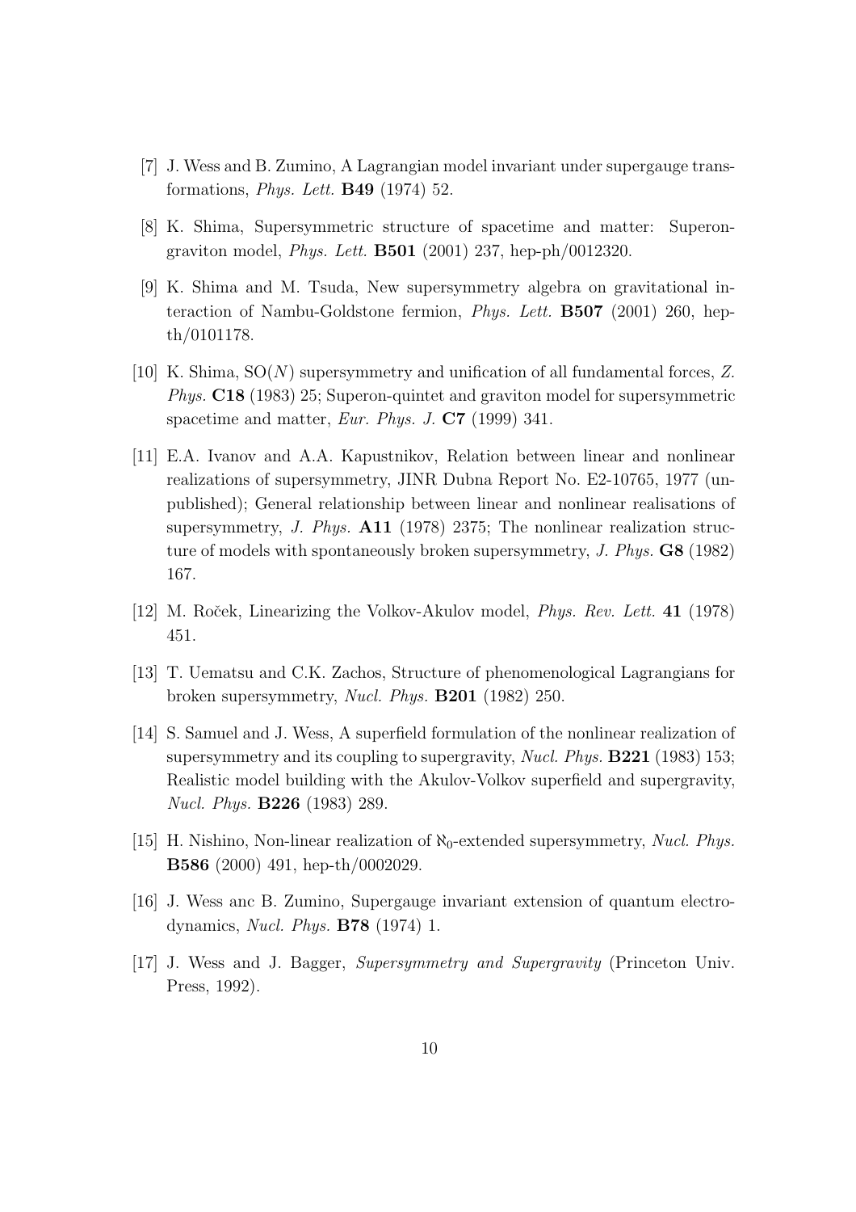[7] J. Wess and B. Zumino, A Lagrangian model invariant under supergauge transformations, *Phys. Lett.* **B49** (1974) 52.

[8] K. Shima, Supersymmetric structure of spacetime and matter: Superon-graviton model, *Phys. Lett.* **B501** (2001) 237, hep-ph/0012320.

[9] K. Shima and M. Tsuda, New supersymmetry algebra on gravitational interaction of Nambu-Goldstone fermion, *Phys. Lett.* **B507** (2001) 260, hep-th/0101178.

[10] K. Shima, SO($N$) supersymmetry and unification of all fundamental forces, *Z. Phys.* **C18** (1983) 25; Superon-quintet and graviton model for supersymmetric spacetime and matter, *Eur. Phys. J.* **C7** (1999) 341.

[11] E.A. Ivanov and A.A. Kapustnikov, Relation between linear and nonlinear realizations of supersymmetry, JINR Dubna Report No. E2-10765, 1977 (unpublished); General relationship between linear and nonlinear realisations of supersymmetry, *J. Phys.* **A11** (1978) 2375; The nonlinear realization structure of models with spontaneously broken supersymmetry, *J. Phys.* **G8** (1982) 167.

[12] M. Roček, Linearizing the Volkov-Akulov model, *Phys. Rev. Lett.* **41** (1978) 451.

[13] T. Uematsu and C.K. Zachos, Structure of phenomenological Lagrangians for broken supersymmetry, *Nucl. Phys.* **B201** (1982) 250.

[14] S. Samuel and J. Wess, A superfield formulation of the nonlinear realization of supersymmetry and its coupling to supergravity, *Nucl. Phys.* **B221** (1983) 153; Realistic model building with the Akulov-Volkov superfield and supergravity, *Nucl. Phys.* **B226** (1983) 289.

[15] H. Nishino, Non-linear realization of $\aleph_0$-extended supersymmetry, *Nucl. Phys.* **B586** (2000) 491, hep-th/0002029.

[16] J. Wess anc B. Zumino, Supergauge invariant extension of quantum electrodynamics, *Nucl. Phys.* **B78** (1974) 1.

[17] J. Wess and J. Bagger, *Supersymmetry and Supergravity* (Princeton Univ. Press, 1992).